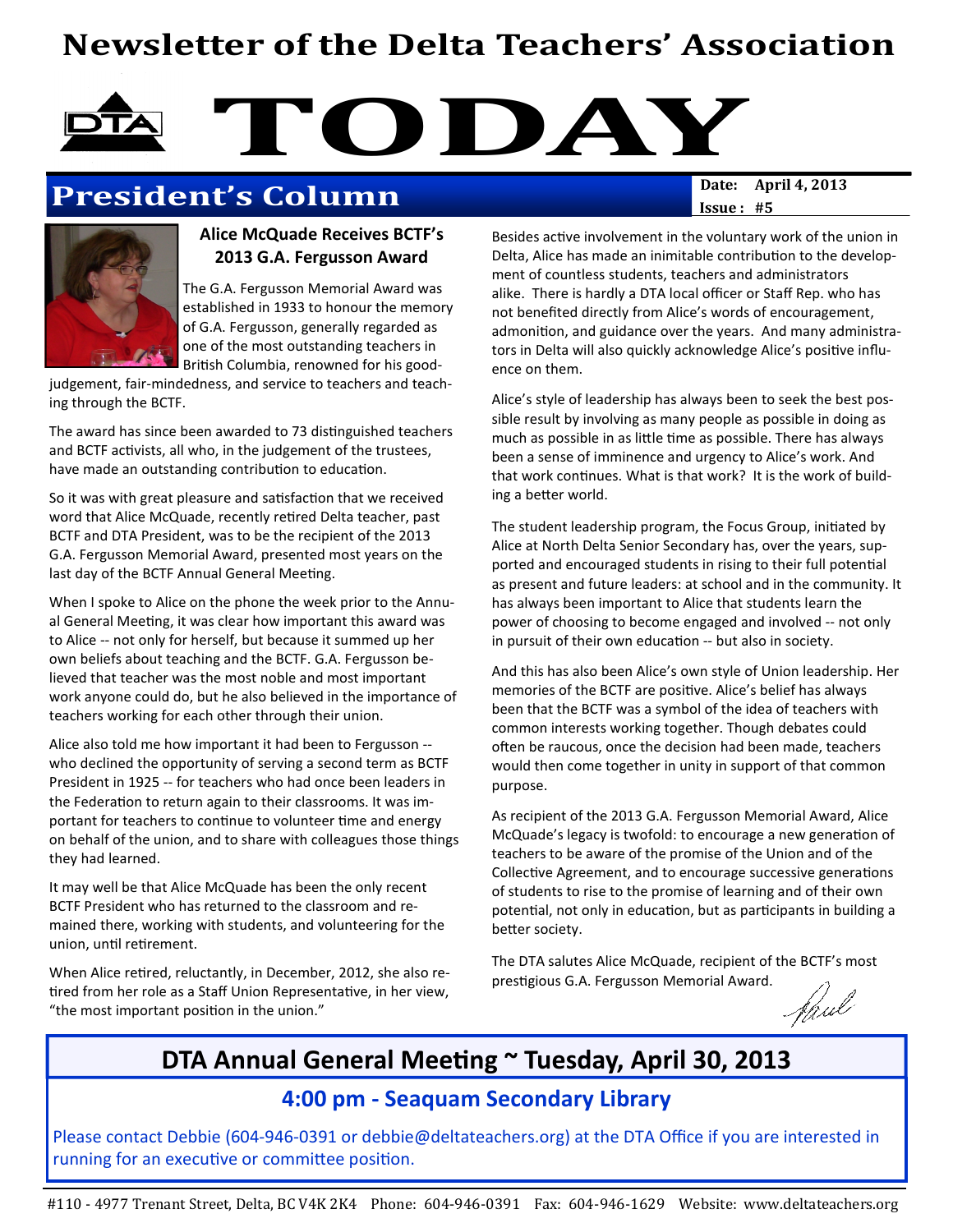# Newsletter of the Delta Teachers' Association

# TODAY

## President's Column

**Date:** April 4, 2013
**Issue :** #5

### Alice McQuade Receives BCTF's 2013 G.A. Fergusson Award

The G.A. Fergusson Memorial Award was established in 1933 to honour the memory of G.A. Fergusson, generally regarded as one of the most outstanding teachers in British Columbia, renowned for his good-judgement, fair-mindedness, and service to teachers and teaching through the BCTF.

The award has since been awarded to 73 distinguished teachers and BCTF activists, all who, in the judgement of the trustees, have made an outstanding contribution to education.

So it was with great pleasure and satisfaction that we received word that Alice McQuade, recently retired Delta teacher, past BCTF and DTA President, was to be the recipient of the 2013 G.A. Fergusson Memorial Award, presented most years on the last day of the BCTF Annual General Meeting.

When I spoke to Alice on the phone the week prior to the Annual General Meeting, it was clear how important this award was to Alice -- not only for herself, but because it summed up her own beliefs about teaching and the BCTF. G.A. Fergusson believed that teacher was the most noble and most important work anyone could do, but he also believed in the importance of teachers working for each other through their union.

Alice also told me how important it had been to Fergusson -- who declined the opportunity of serving a second term as BCTF President in 1925 -- for teachers who had once been leaders in the Federation to return again to their classrooms. It was important for teachers to continue to volunteer time and energy on behalf of the union, and to share with colleagues those things they had learned.

It may well be that Alice McQuade has been the only recent BCTF President who has returned to the classroom and remained there, working with students, and volunteering for the union, until retirement.

When Alice retired, reluctantly, in December, 2012, she also retired from her role as a Staff Union Representative, in her view, "the most important position in the union."

Besides active involvement in the voluntary work of the union in Delta, Alice has made an inimitable contribution to the development of countless students, teachers and administrators alike. There is hardly a DTA local officer or Staff Rep. who has not benefited directly from Alice's words of encouragement, admonition, and guidance over the years. And many administrators in Delta will also quickly acknowledge Alice's positive influence on them.

Alice's style of leadership has always been to seek the best possible result by involving as many people as possible in doing as much as possible in as little time as possible. There has always been a sense of imminence and urgency to Alice's work. And that work continues. What is that work? It is the work of building a better world.

The student leadership program, the Focus Group, initiated by Alice at North Delta Senior Secondary has, over the years, supported and encouraged students in rising to their full potential as present and future leaders: at school and in the community. It has always been important to Alice that students learn the power of choosing to become engaged and involved -- not only in pursuit of their own education -- but also in society.

And this has also been Alice's own style of Union leadership. Her memories of the BCTF are positive. Alice's belief has always been that the BCTF was a symbol of the idea of teachers with common interests working together. Though debates could often be raucous, once the decision had been made, teachers would then come together in unity in support of that common purpose.

As recipient of the 2013 G.A. Fergusson Memorial Award, Alice McQuade's legacy is twofold: to encourage a new generation of teachers to be aware of the promise of the Union and of the Collective Agreement, and to encourage successive generations of students to rise to the promise of learning and of their own potential, not only in education, but as participants in building a better society.

The DTA salutes Alice McQuade, recipient of the BCTF's most prestigious G.A. Fergusson Memorial Award.

Paul

## DTA Annual General Meeting ~ Tuesday, April 30, 2013

### 4:00 pm - Seaquam Secondary Library

Please contact Debbie (604-946-0391 or debbie@deltateachers.org) at the DTA Office if you are interested in running for an executive or committee position.

#110 - 4977 Trenant Street, Delta, BC V4K 2K4 Phone: 604-946-0391 Fax: 604-946-1629 Website: www.deltateachers.org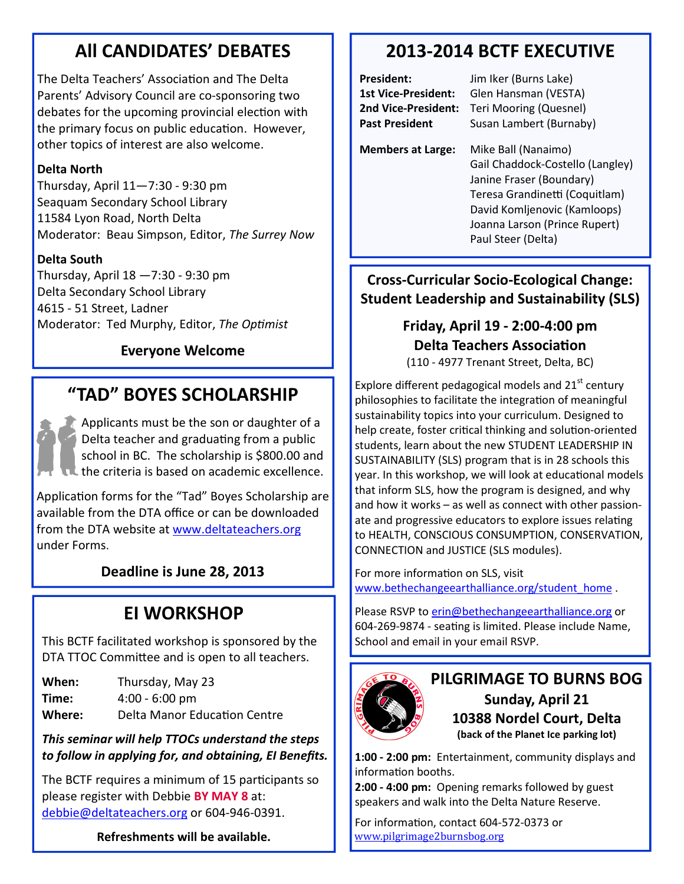## All CANDIDATES' DEBATES

The Delta Teachers' Association and The Delta Parents' Advisory Council are co-sponsoring two debates for the upcoming provincial election with the primary focus on public education. However, other topics of interest are also welcome.

**Delta North**
Thursday, April 11—7:30 - 9:30 pm
Seaquam Secondary School Library
11584 Lyon Road, North Delta
Moderator: Beau Simpson, Editor, *The Surrey Now*

**Delta South**
Thursday, April 18 —7:30 - 9:30 pm
Delta Secondary School Library
4615 - 51 Street, Ladner
Moderator: Ted Murphy, Editor, *The Optimist*

**Everyone Welcome**

## "TAD" BOYES SCHOLARSHIP

Applicants must be the son or daughter of a Delta teacher and graduating from a public school in BC. The scholarship is $800.00 and the criteria is based on academic excellence.

Application forms for the "Tad" Boyes Scholarship are available from the DTA office or can be downloaded from the DTA website at www.deltateachers.org under Forms.

**Deadline is June 28, 2013**

## EI WORKSHOP

This BCTF facilitated workshop is sponsored by the DTA TTOC Committee and is open to all teachers.

**When:** Thursday, May 23
**Time:** 4:00 - 6:00 pm
**Where:** Delta Manor Education Centre

***This seminar will help TTOCs understand the steps to follow in applying for, and obtaining, EI Benefits.***

The BCTF requires a minimum of 15 participants so please register with Debbie **BY MAY 8** at: debbie@deltateachers.org or 604-946-0391.

**Refreshments will be available.**

## 2013-2014 BCTF EXECUTIVE

| | |
|---|---|
| **President:** | Jim Iker (Burns Lake) |
| **1st Vice-President:** | Glen Hansman (VESTA) |
| **2nd Vice-President:** | Teri Mooring (Quesnel) |
| **Past President** | Susan Lambert (Burnaby) |
| **Members at Large:** | Mike Ball (Nanaimo) |
| | Gail Chaddock-Costello (Langley) |
| | Janine Fraser (Boundary) |
| | Teresa Grandinetti (Coquitlam) |
| | David Komljenovic (Kamloops) |
| | Joanna Larson (Prince Rupert) |
| | Paul Steer (Delta) |

## Cross-Curricular Socio-Ecological Change: Student Leadership and Sustainability (SLS)

**Friday, April 19 - 2:00-4:00 pm**
**Delta Teachers Association**
(110 - 4977 Trenant Street, Delta, BC)

Explore different pedagogical models and 21st century philosophies to facilitate the integration of meaningful sustainability topics into your curriculum. Designed to help create, foster critical thinking and solution-oriented students, learn about the new STUDENT LEADERSHIP IN SUSTAINABILITY (SLS) program that is in 28 schools this year. In this workshop, we will look at educational models that inform SLS, how the program is designed, and why and how it works – as well as connect with other passionate and progressive educators to explore issues relating to HEALTH, CONSCIOUS CONSUMPTION, CONSERVATION, CONNECTION and JUSTICE (SLS modules).

For more information on SLS, visit www.bethechangeearthalliance.org/student_home .

Please RSVP to erin@bethechangeearthalliance.org or 604-269-9874 - seating is limited. Please include Name, School and email in your email RSVP.

## PILGRIMAGE TO BURNS BOG

**Sunday, April 21**
**10388 Nordel Court, Delta**
**(back of the Planet Ice parking lot)**

**1:00 - 2:00 pm:** Entertainment, community displays and information booths.
**2:00 - 4:00 pm:** Opening remarks followed by guest speakers and walk into the Delta Nature Reserve.

For information, contact 604-572-0373 or www.pilgrimage2burnsbog.org